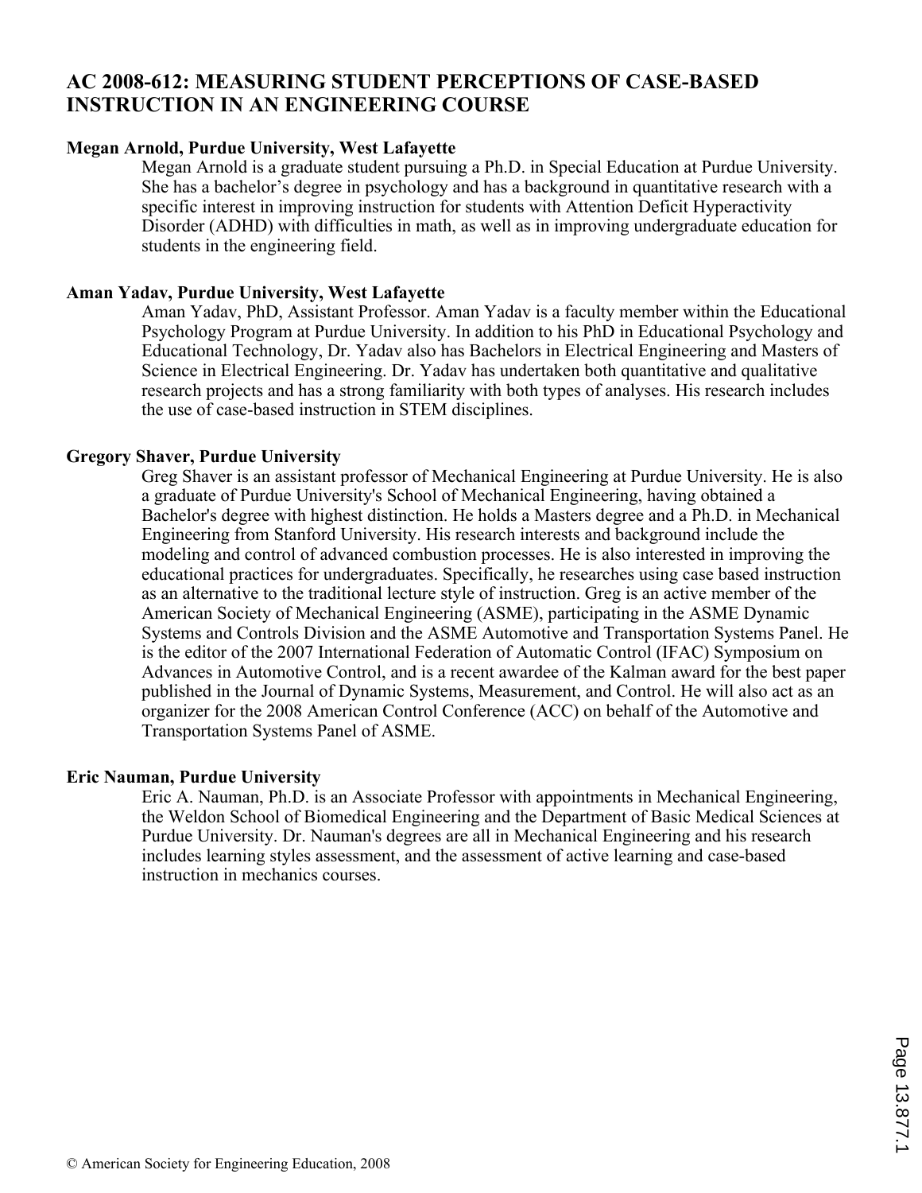# AC 2008-612: MEASURING STUDENT PERCEPTIONS OF CASE-BASED INSTRUCTION IN AN ENGINEERING COURSE

**Megan Arnold, Purdue University, West Lafayette**

Megan Arnold is a graduate student pursuing a Ph.D. in Special Education at Purdue University. She has a bachelor's degree in psychology and has a background in quantitative research with a specific interest in improving instruction for students with Attention Deficit Hyperactivity Disorder (ADHD) with difficulties in math, as well as in improving undergraduate education for students in the engineering field.

**Aman Yadav, Purdue University, West Lafayette**

Aman Yadav, PhD, Assistant Professor. Aman Yadav is a faculty member within the Educational Psychology Program at Purdue University. In addition to his PhD in Educational Psychology and Educational Technology, Dr. Yadav also has Bachelors in Electrical Engineering and Masters of Science in Electrical Engineering. Dr. Yadav has undertaken both quantitative and qualitative research projects and has a strong familiarity with both types of analyses. His research includes the use of case-based instruction in STEM disciplines.

**Gregory Shaver, Purdue University**

Greg Shaver is an assistant professor of Mechanical Engineering at Purdue University. He is also a graduate of Purdue University's School of Mechanical Engineering, having obtained a Bachelor's degree with highest distinction. He holds a Masters degree and a Ph.D. in Mechanical Engineering from Stanford University. His research interests and background include the modeling and control of advanced combustion processes. He is also interested in improving the educational practices for undergraduates. Specifically, he researches using case based instruction as an alternative to the traditional lecture style of instruction. Greg is an active member of the American Society of Mechanical Engineering (ASME), participating in the ASME Dynamic Systems and Controls Division and the ASME Automotive and Transportation Systems Panel. He is the editor of the 2007 International Federation of Automatic Control (IFAC) Symposium on Advances in Automotive Control, and is a recent awardee of the Kalman award for the best paper published in the Journal of Dynamic Systems, Measurement, and Control. He will also act as an organizer for the 2008 American Control Conference (ACC) on behalf of the Automotive and Transportation Systems Panel of ASME.

**Eric Nauman, Purdue University**

Eric A. Nauman, Ph.D. is an Associate Professor with appointments in Mechanical Engineering, the Weldon School of Biomedical Engineering and the Department of Basic Medical Sciences at Purdue University. Dr. Nauman's degrees are all in Mechanical Engineering and his research includes learning styles assessment, and the assessment of active learning and case-based instruction in mechanics courses.

© American Society for Engineering Education, 2008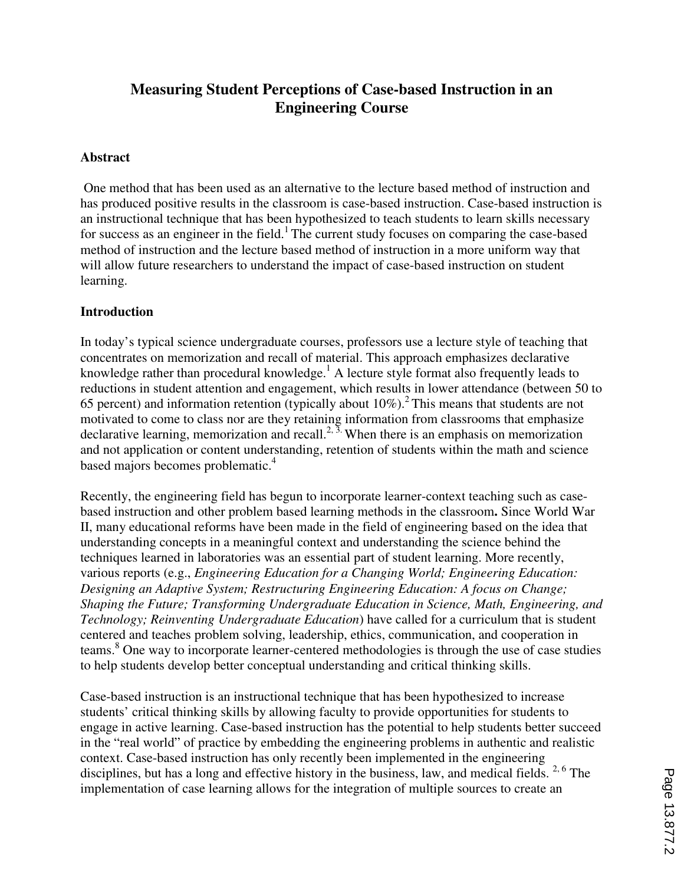# Measuring Student Perceptions of Case-based Instruction in an Engineering Course

## Abstract

One method that has been used as an alternative to the lecture based method of instruction and has produced positive results in the classroom is case-based instruction. Case-based instruction is an instructional technique that has been hypothesized to teach students to learn skills necessary for success as an engineer in the field.[1] The current study focuses on comparing the case-based method of instruction and the lecture based method of instruction in a more uniform way that will allow future researchers to understand the impact of case-based instruction on student learning.

## Introduction

In today's typical science undergraduate courses, professors use a lecture style of teaching that concentrates on memorization and recall of material. This approach emphasizes declarative knowledge rather than procedural knowledge.[1] A lecture style format also frequently leads to reductions in student attention and engagement, which results in lower attendance (between 50 to 65 percent) and information retention (typically about 10%).[2] This means that students are not motivated to come to class nor are they retaining information from classrooms that emphasize declarative learning, memorization and recall.[2, 3] When there is an emphasis on memorization and not application or content understanding, retention of students within the math and science based majors becomes problematic.[4]

Recently, the engineering field has begun to incorporate learner-context teaching such as case-based instruction and other problem based learning methods in the classroom**.** Since World War II, many educational reforms have been made in the field of engineering based on the idea that understanding concepts in a meaningful context and understanding the science behind the techniques learned in laboratories was an essential part of student learning. More recently, various reports (e.g., *Engineering Education for a Changing World; Engineering Education: Designing an Adaptive System; Restructuring Engineering Education: A focus on Change; Shaping the Future; Transforming Undergraduate Education in Science, Math, Engineering, and Technology; Reinventing Undergraduate Education*) have called for a curriculum that is student centered and teaches problem solving, leadership, ethics, communication, and cooperation in teams.[8] One way to incorporate learner-centered methodologies is through the use of case studies to help students develop better conceptual understanding and critical thinking skills.

Case-based instruction is an instructional technique that has been hypothesized to increase students' critical thinking skills by allowing faculty to provide opportunities for students to engage in active learning. Case-based instruction has the potential to help students better succeed in the "real world" of practice by embedding the engineering problems in authentic and realistic context. Case-based instruction has only recently been implemented in the engineering disciplines, but has a long and effective history in the business, law, and medical fields. [2, 6] The implementation of case learning allows for the integration of multiple sources to create an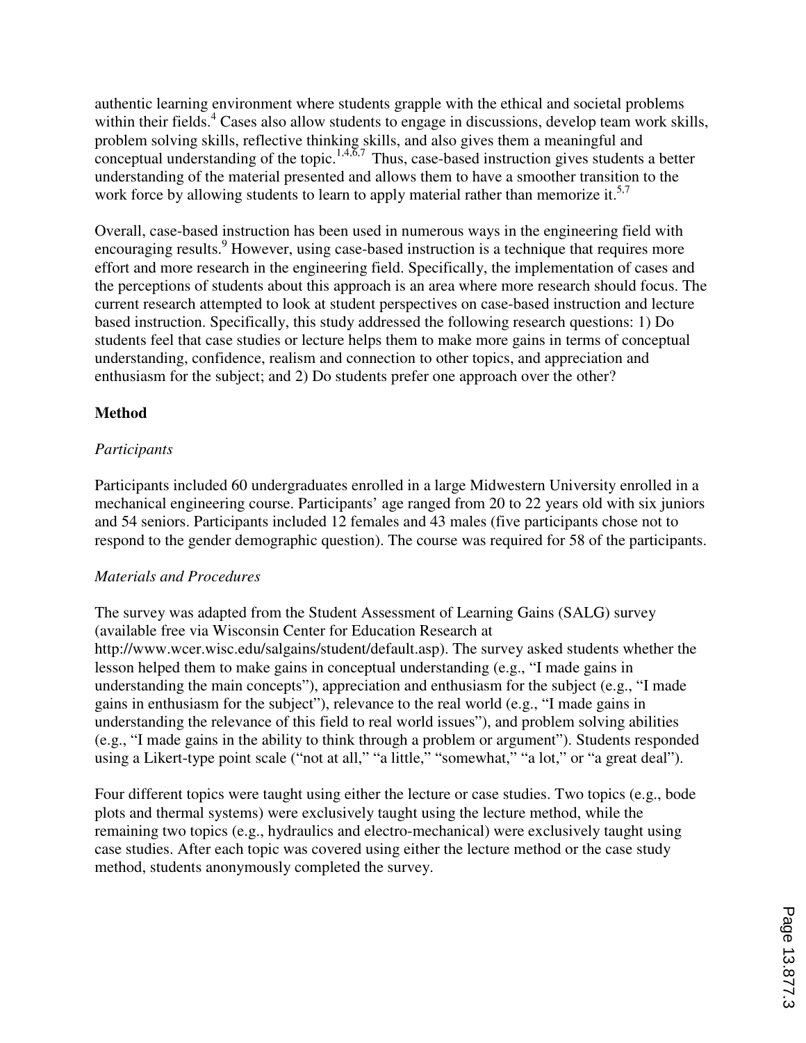authentic learning environment where students grapple with the ethical and societal problems within their fields.[4] Cases also allow students to engage in discussions, develop team work skills, problem solving skills, reflective thinking skills, and also gives them a meaningful and conceptual understanding of the topic.[1,4,6,7] Thus, case-based instruction gives students a better understanding of the material presented and allows them to have a smoother transition to the work force by allowing students to learn to apply material rather than memorize it.[5,7]

Overall, case-based instruction has been used in numerous ways in the engineering field with encouraging results.[9] However, using case-based instruction is a technique that requires more effort and more research in the engineering field. Specifically, the implementation of cases and the perceptions of students about this approach is an area where more research should focus. The current research attempted to look at student perspectives on case-based instruction and lecture based instruction. Specifically, this study addressed the following research questions: 1) Do students feel that case studies or lecture helps them to make more gains in terms of conceptual understanding, confidence, realism and connection to other topics, and appreciation and enthusiasm for the subject; and 2) Do students prefer one approach over the other?

## Method

### *Participants*

Participants included 60 undergraduates enrolled in a large Midwestern University enrolled in a mechanical engineering course. Participants' age ranged from 20 to 22 years old with six juniors and 54 seniors. Participants included 12 females and 43 males (five participants chose not to respond to the gender demographic question). The course was required for 58 of the participants.

### *Materials and Procedures*

The survey was adapted from the Student Assessment of Learning Gains (SALG) survey (available free via Wisconsin Center for Education Research at http://www.wcer.wisc.edu/salgains/student/default.asp). The survey asked students whether the lesson helped them to make gains in conceptual understanding (e.g., "I made gains in understanding the main concepts"), appreciation and enthusiasm for the subject (e.g., "I made gains in enthusiasm for the subject"), relevance to the real world (e.g., "I made gains in understanding the relevance of this field to real world issues"), and problem solving abilities (e.g., "I made gains in the ability to think through a problem or argument"). Students responded using a Likert-type point scale ("not at all," "a little," "somewhat," "a lot," or "a great deal").

Four different topics were taught using either the lecture or case studies. Two topics (e.g., bode plots and thermal systems) were exclusively taught using the lecture method, while the remaining two topics (e.g., hydraulics and electro-mechanical) were exclusively taught using case studies. After each topic was covered using either the lecture method or the case study method, students anonymously completed the survey.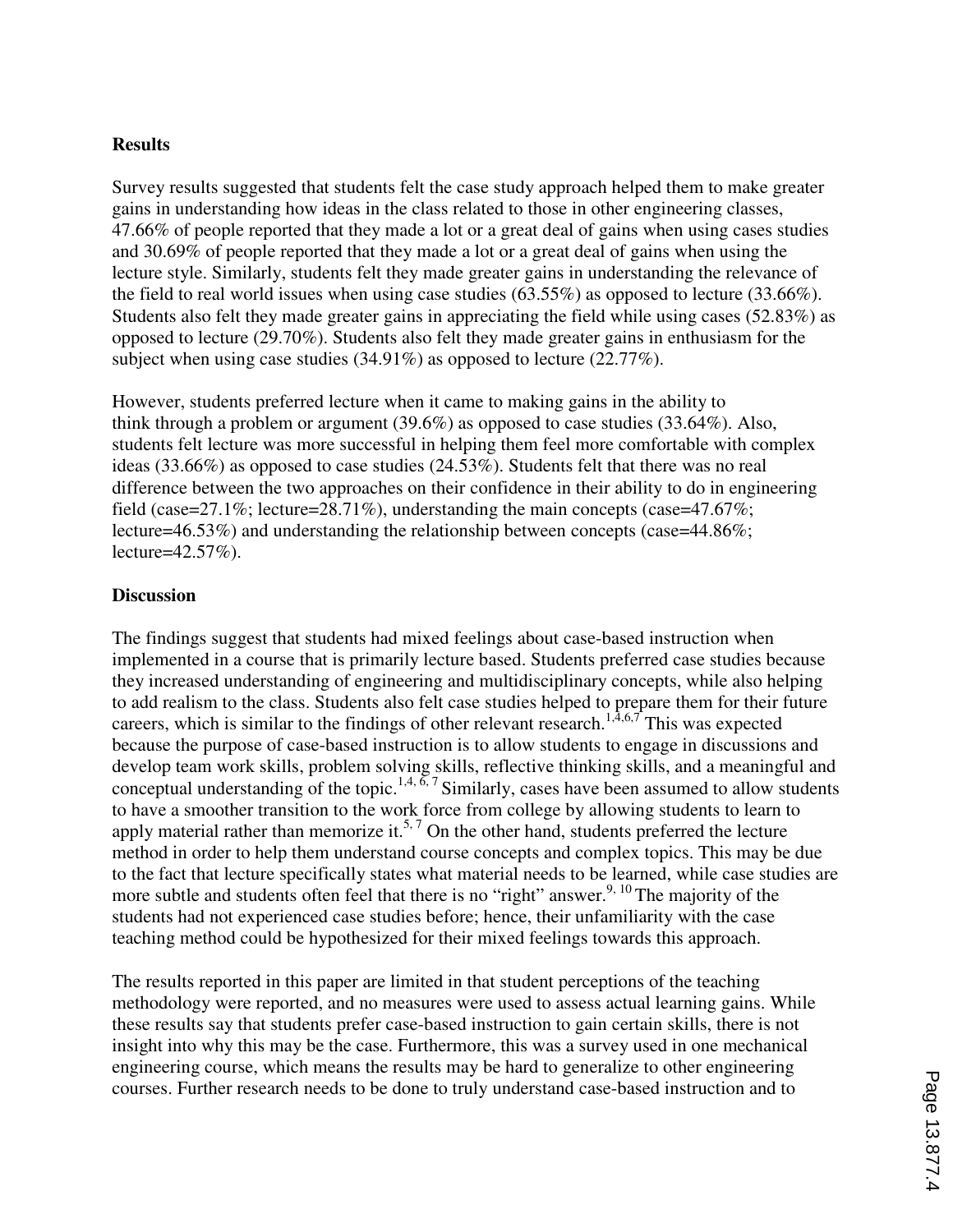## Results

Survey results suggested that students felt the case study approach helped them to make greater gains in understanding how ideas in the class related to those in other engineering classes, 47.66% of people reported that they made a lot or a great deal of gains when using cases studies and 30.69% of people reported that they made a lot or a great deal of gains when using the lecture style. Similarly, students felt they made greater gains in understanding the relevance of the field to real world issues when using case studies (63.55%) as opposed to lecture (33.66%). Students also felt they made greater gains in appreciating the field while using cases (52.83%) as opposed to lecture (29.70%). Students also felt they made greater gains in enthusiasm for the subject when using case studies (34.91%) as opposed to lecture (22.77%).

However, students preferred lecture when it came to making gains in the ability to think through a problem or argument (39.6%) as opposed to case studies (33.64%). Also, students felt lecture was more successful in helping them feel more comfortable with complex ideas (33.66%) as opposed to case studies (24.53%). Students felt that there was no real difference between the two approaches on their confidence in their ability to do in engineering field (case=27.1%; lecture=28.71%), understanding the main concepts (case=47.67%; lecture=46.53%) and understanding the relationship between concepts (case=44.86%; lecture=42.57%).

## Discussion

The findings suggest that students had mixed feelings about case-based instruction when implemented in a course that is primarily lecture based. Students preferred case studies because they increased understanding of engineering and multidisciplinary concepts, while also helping to add realism to the class. Students also felt case studies helped to prepare them for their future careers, which is similar to the findings of other relevant research.[1,4,6,7] This was expected because the purpose of case-based instruction is to allow students to engage in discussions and develop team work skills, problem solving skills, reflective thinking skills, and a meaningful and conceptual understanding of the topic.[1,4, 6, 7] Similarly, cases have been assumed to allow students to have a smoother transition to the work force from college by allowing students to learn to apply material rather than memorize it.[5, 7] On the other hand, students preferred the lecture method in order to help them understand course concepts and complex topics. This may be due to the fact that lecture specifically states what material needs to be learned, while case studies are more subtle and students often feel that there is no "right" answer.[9, 10] The majority of the students had not experienced case studies before; hence, their unfamiliarity with the case teaching method could be hypothesized for their mixed feelings towards this approach.

The results reported in this paper are limited in that student perceptions of the teaching methodology were reported, and no measures were used to assess actual learning gains. While these results say that students prefer case-based instruction to gain certain skills, there is not insight into why this may be the case. Furthermore, this was a survey used in one mechanical engineering course, which means the results may be hard to generalize to other engineering courses. Further research needs to be done to truly understand case-based instruction and to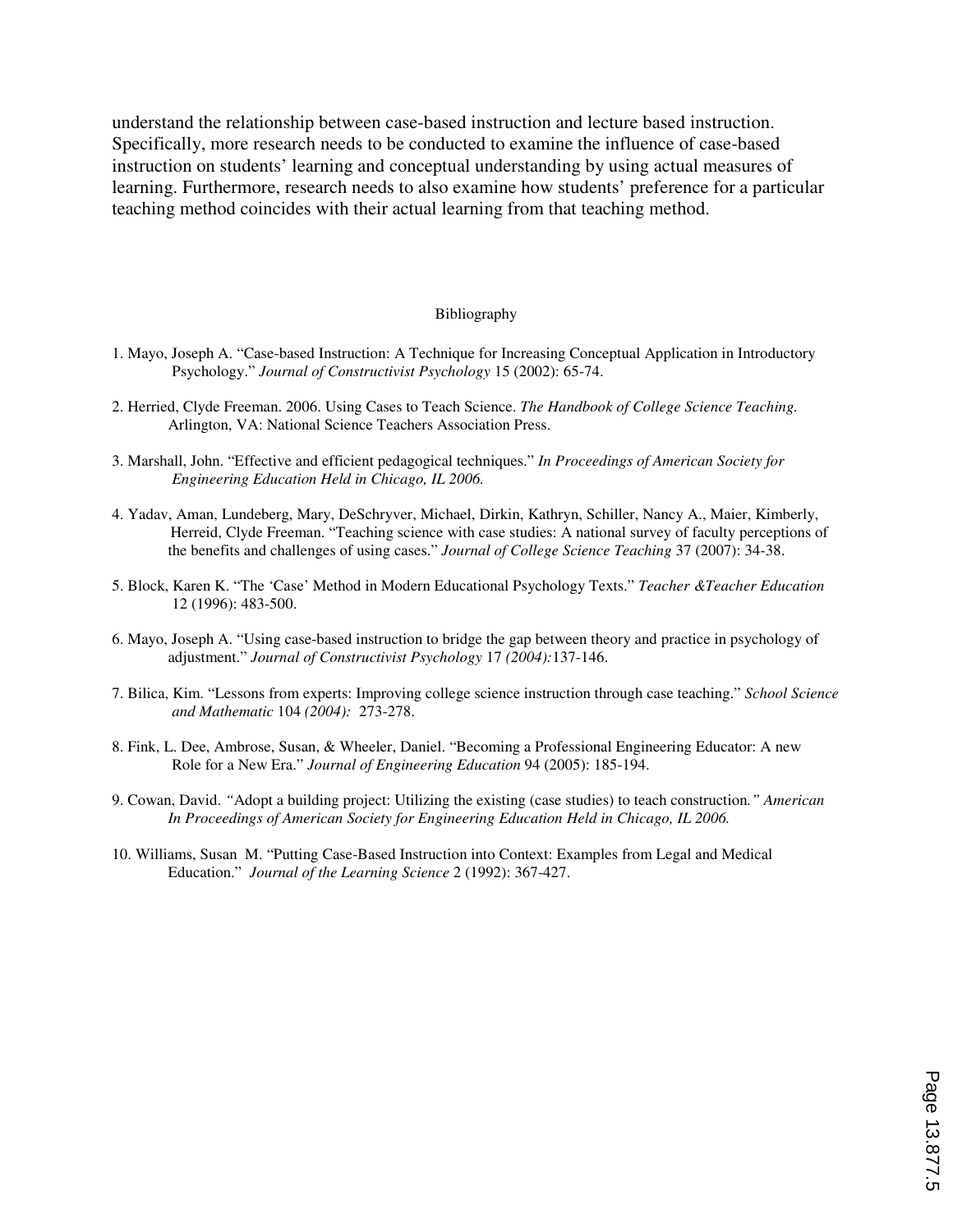understand the relationship between case-based instruction and lecture based instruction. Specifically, more research needs to be conducted to examine the influence of case-based instruction on students' learning and conceptual understanding by using actual measures of learning. Furthermore, research needs to also examine how students' preference for a particular teaching method coincides with their actual learning from that teaching method.

## Bibliography

1. Mayo, Joseph A. "Case-based Instruction: A Technique for Increasing Conceptual Application in Introductory Psychology." *Journal of Constructivist Psychology* 15 (2002): 65-74.

2. Herried, Clyde Freeman. 2006. Using Cases to Teach Science. *The Handbook of College Science Teaching.* Arlington, VA: National Science Teachers Association Press.

3. Marshall, John. "Effective and efficient pedagogical techniques." *In Proceedings of American Society for Engineering Education Held in Chicago, IL 2006.*

4. Yadav, Aman, Lundeberg, Mary, DeSchryver, Michael, Dirkin, Kathryn, Schiller, Nancy A., Maier, Kimberly, Herreid, Clyde Freeman. "Teaching science with case studies: A national survey of faculty perceptions of the benefits and challenges of using cases." *Journal of College Science Teaching* 37 (2007): 34-38.

5. Block, Karen K. "The 'Case' Method in Modern Educational Psychology Texts." *Teacher &Teacher Education* 12 (1996): 483-500.

6. Mayo, Joseph A. "Using case-based instruction to bridge the gap between theory and practice in psychology of adjustment." *Journal of Constructivist Psychology* 17 *(2004):*137-146.

7. Bilica, Kim. "Lessons from experts: Improving college science instruction through case teaching." *School Science and Mathematic* 104 *(2004):* 273-278.

8. Fink, L. Dee, Ambrose, Susan, & Wheeler, Daniel. "Becoming a Professional Engineering Educator: A new Role for a New Era." *Journal of Engineering Education* 94 (2005): 185-194.

9. Cowan, David. "Adopt a building project: Utilizing the existing (case studies) to teach construction." *American In Proceedings of American Society for Engineering Education Held in Chicago, IL 2006.*

10. Williams, Susan M. "Putting Case-Based Instruction into Context: Examples from Legal and Medical Education." *Journal of the Learning Science* 2 (1992): 367-427.